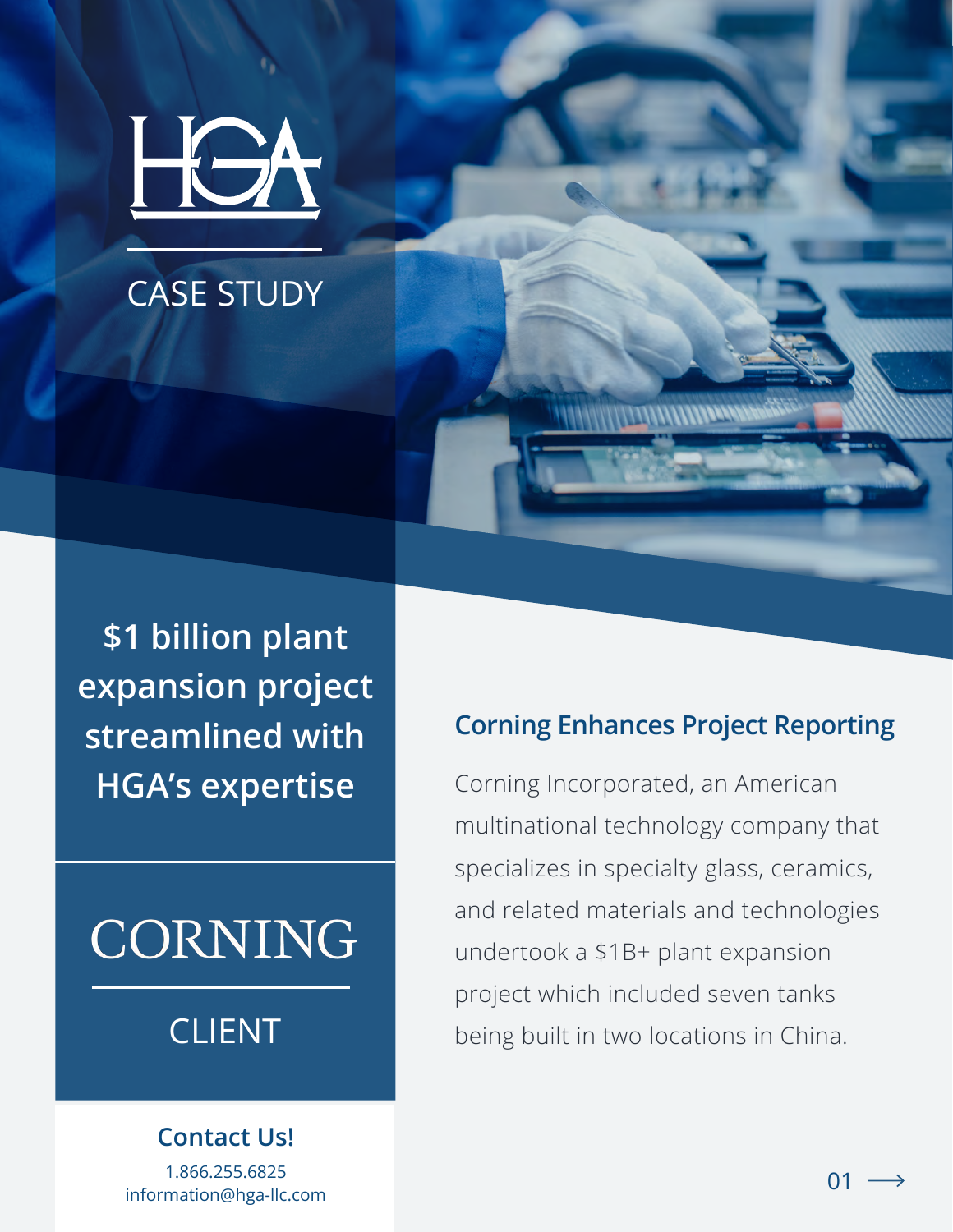HGA

CASE STUDY

# $1 billion plant expansion project streamlined with HGA's expertise

CORNING

CLIENT

## Corning Enhances Project Reporting

Corning Incorporated, an American multinational technology company that specializes in specialty glass, ceramics, and related materials and technologies undertook a $1B+ plant expansion project which included seven tanks being built in two locations in China.

**Contact Us!**

1.866.255.6825
information@hga-llc.com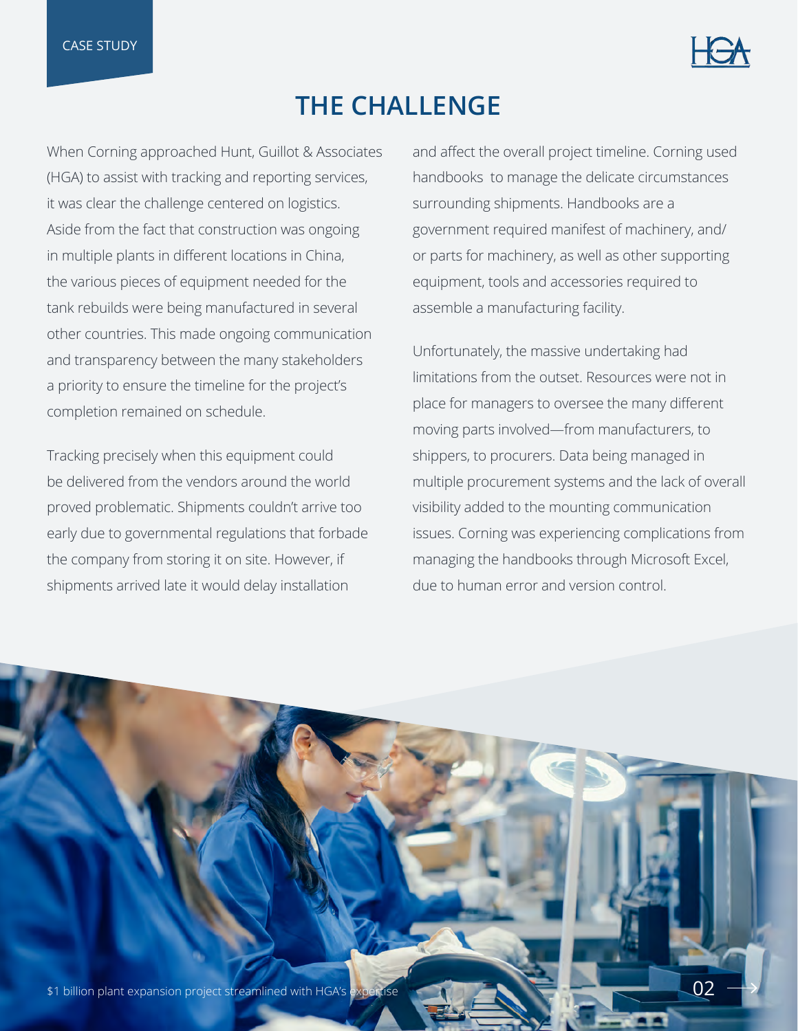# THE CHALLENGE

When Corning approached Hunt, Guillot & Associates (HGA) to assist with tracking and reporting services, it was clear the challenge centered on logistics. Aside from the fact that construction was ongoing in multiple plants in different locations in China, the various pieces of equipment needed for the tank rebuilds were being manufactured in several other countries. This made ongoing communication and transparency between the many stakeholders a priority to ensure the timeline for the project's completion remained on schedule.

Tracking precisely when this equipment could be delivered from the vendors around the world proved problematic. Shipments couldn't arrive too early due to governmental regulations that forbade the company from storing it on site. However, if shipments arrived late it would delay installation and affect the overall project timeline. Corning used handbooks to manage the delicate circumstances surrounding shipments. Handbooks are a government required manifest of machinery, and/or parts for machinery, as well as other supporting equipment, tools and accessories required to assemble a manufacturing facility.

Unfortunately, the massive undertaking had limitations from the outset. Resources were not in place for managers to oversee the many different moving parts involved—from manufacturers, to shippers, to procurers. Data being managed in multiple procurement systems and the lack of overall visibility added to the mounting communication issues. Corning was experiencing complications from managing the handbooks through Microsoft Excel, due to human error and version control.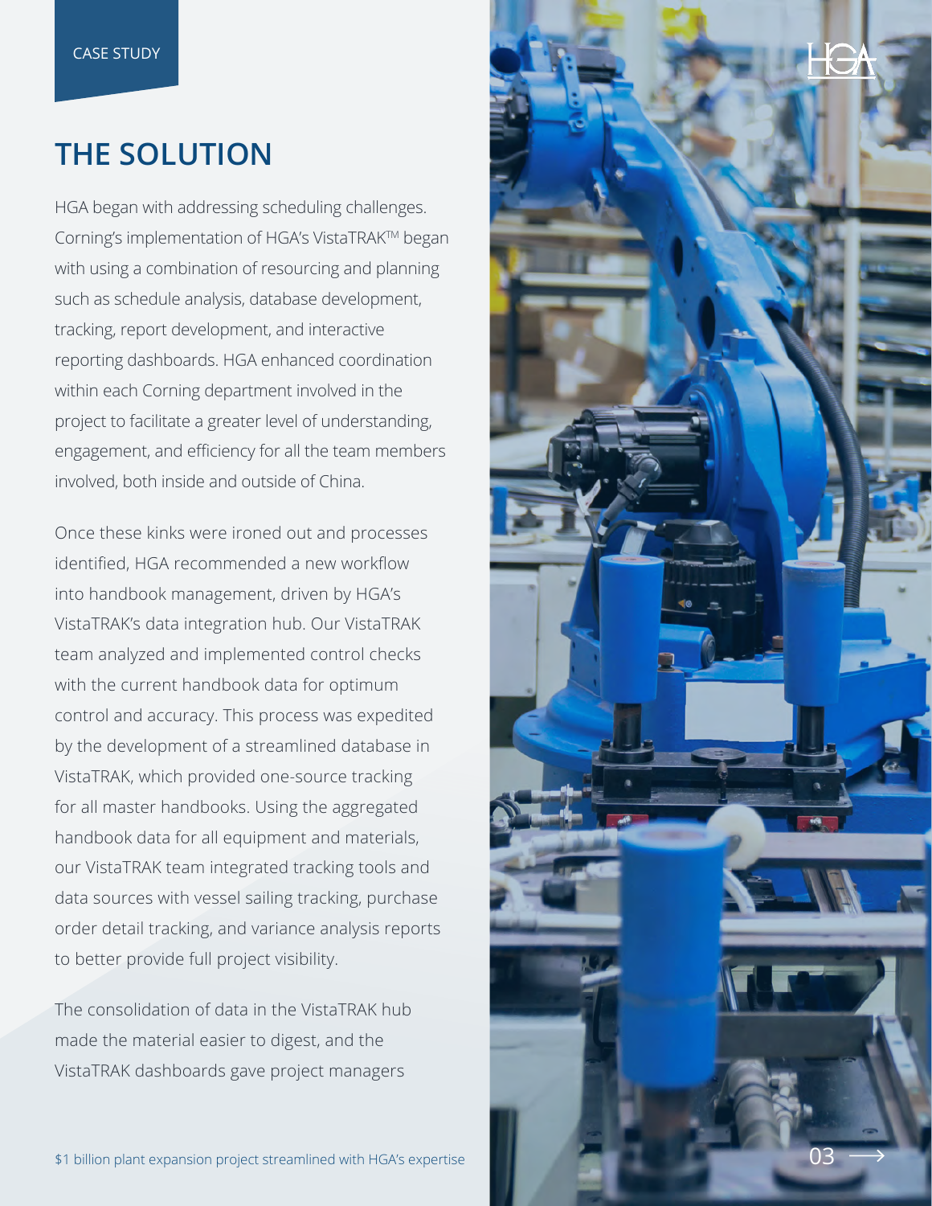CASE STUDY

# THE SOLUTION

HGA began with addressing scheduling challenges. Corning's implementation of HGA's VistaTRAK™ began with using a combination of resourcing and planning such as schedule analysis, database development, tracking, report development, and interactive reporting dashboards. HGA enhanced coordination within each Corning department involved in the project to facilitate a greater level of understanding, engagement, and efficiency for all the team members involved, both inside and outside of China.

Once these kinks were ironed out and processes identified, HGA recommended a new workflow into handbook management, driven by HGA's VistaTRAK's data integration hub. Our VistaTRAK team analyzed and implemented control checks with the current handbook data for optimum control and accuracy. This process was expedited by the development of a streamlined database in VistaTRAK, which provided one-source tracking for all master handbooks. Using the aggregated handbook data for all equipment and materials, our VistaTRAK team integrated tracking tools and data sources with vessel sailing tracking, purchase order detail tracking, and variance analysis reports to better provide full project visibility.

The consolidation of data in the VistaTRAK hub made the material easier to digest, and the VistaTRAK dashboards gave project managers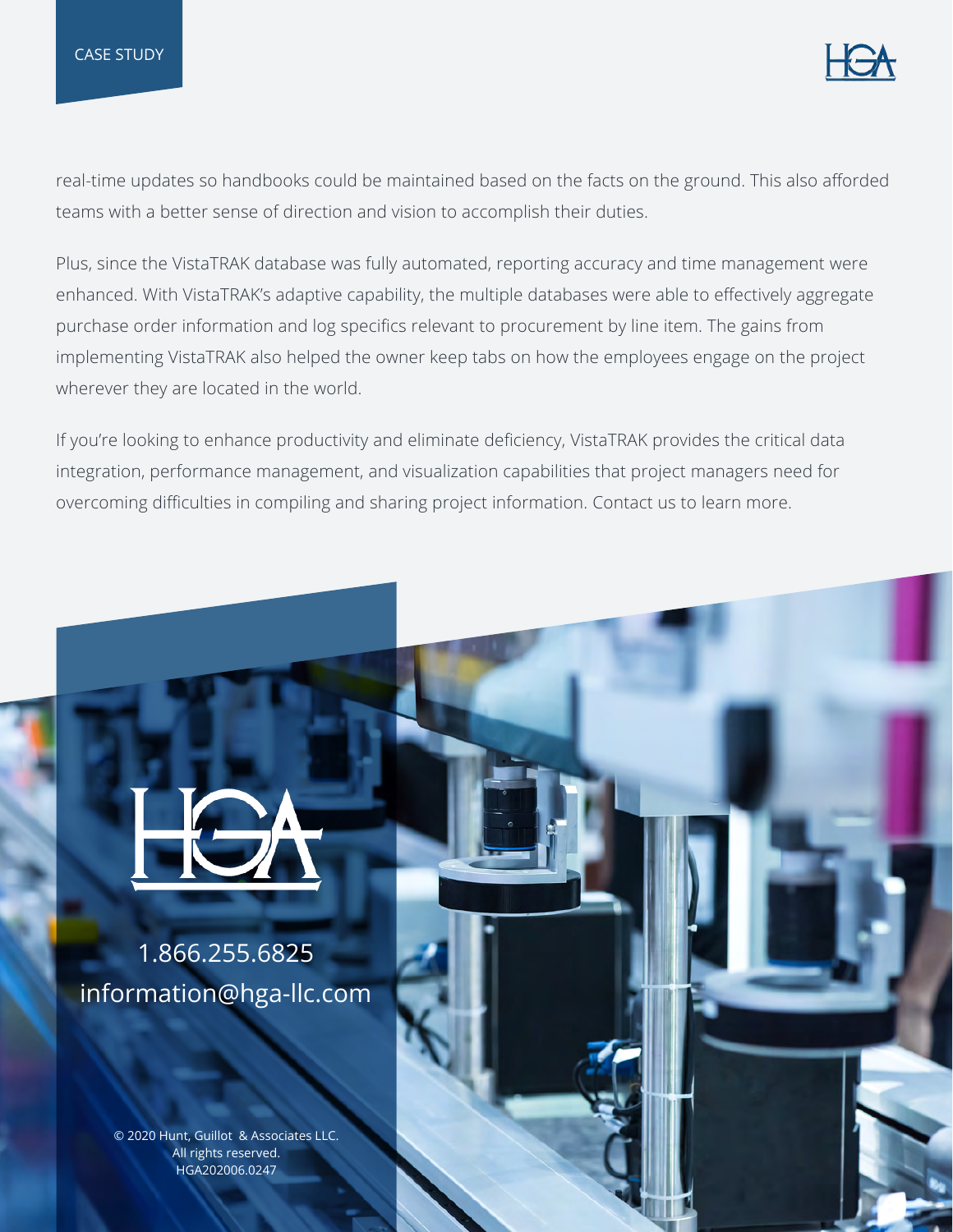real-time updates so handbooks could be maintained based on the facts on the ground. This also afforded teams with a better sense of direction and vision to accomplish their duties.

Plus, since the VistaTRAK database was fully automated, reporting accuracy and time management were enhanced. With VistaTRAK's adaptive capability, the multiple databases were able to effectively aggregate purchase order information and log specifics relevant to procurement by line item. The gains from implementing VistaTRAK also helped the owner keep tabs on how the employees engage on the project wherever they are located in the world.

If you're looking to enhance productivity and eliminate deficiency, VistaTRAK provides the critical data integration, performance management, and visualization capabilities that project managers need for overcoming difficulties in compiling and sharing project information. Contact us to learn more.

1.866.255.6825
information@hga-llc.com

© 2020 Hunt, Guillot & Associates LLC.
All rights reserved.
HGA202006.0247